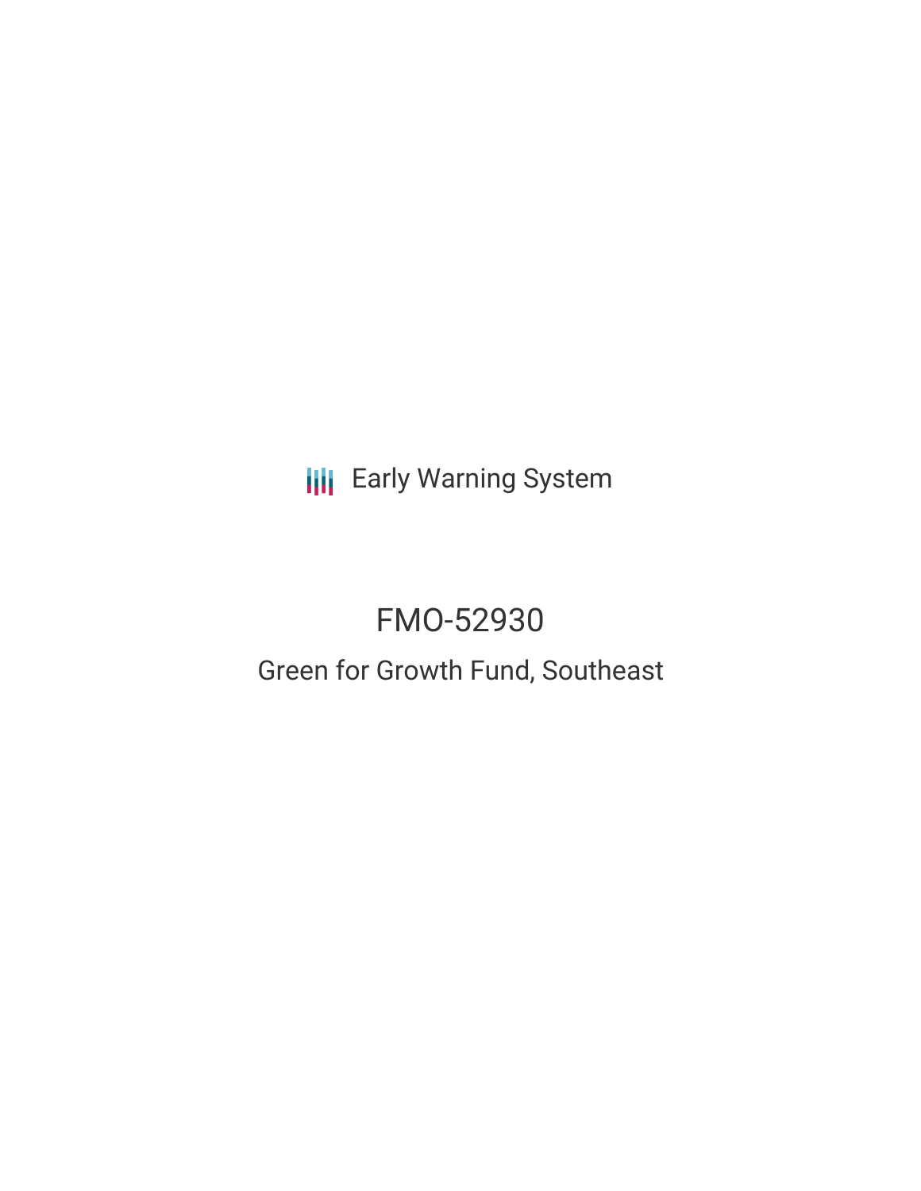Early Warning System

# FMO-52930

## Green for Growth Fund, Southeast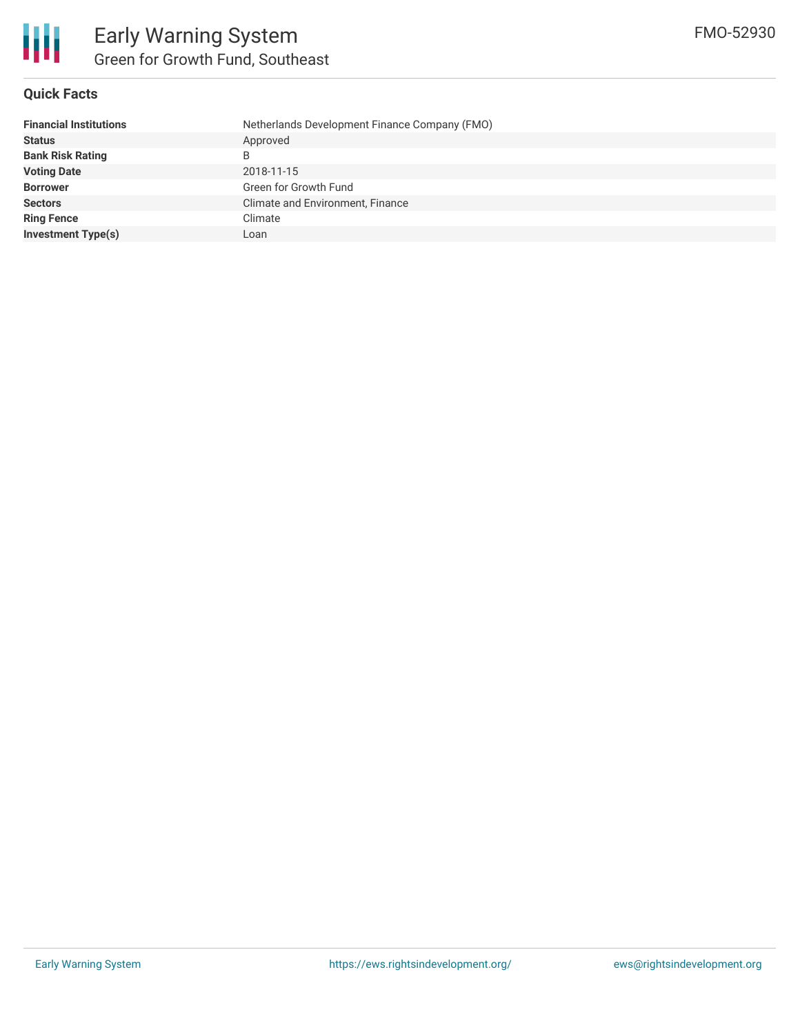# Early Warning System

## Green for Growth Fund, Southeast

FMO-52930

### Quick Facts

| | |
|---|---|
| **Financial Institutions** | Netherlands Development Finance Company (FMO) |
| **Status** | Approved |
| **Bank Risk Rating** | B |
| **Voting Date** | 2018-11-15 |
| **Borrower** | Green for Growth Fund |
| **Sectors** | Climate and Environment, Finance |
| **Ring Fence** | Climate |
| **Investment Type(s)** | Loan |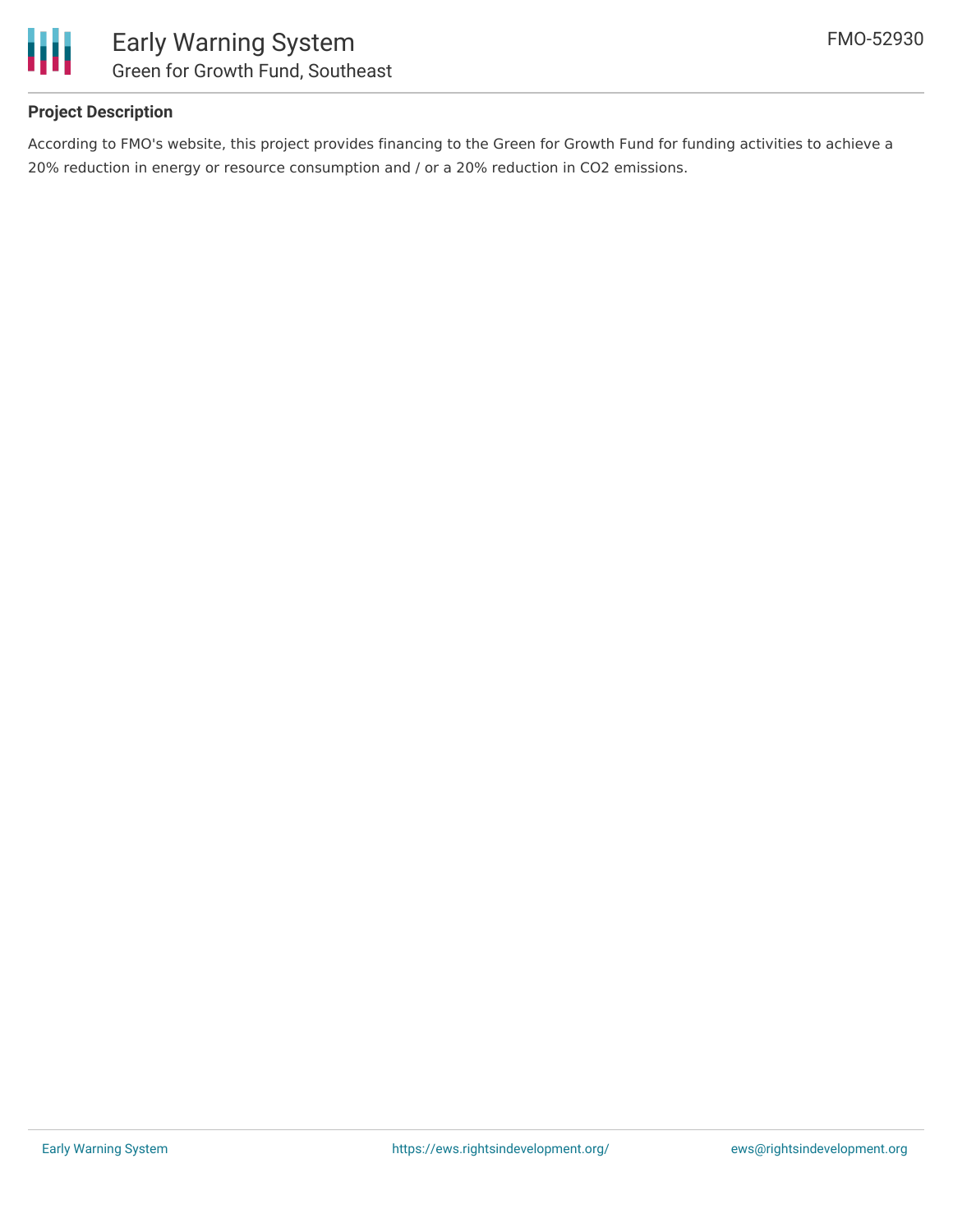# Early Warning System

## Green for Growth Fund, Southeast

FMO-52930

### Project Description

According to FMO's website, this project provides financing to the Green for Growth Fund for funding activities to achieve a 20% reduction in energy or resource consumption and / or a 20% reduction in $CO_2$ emissions.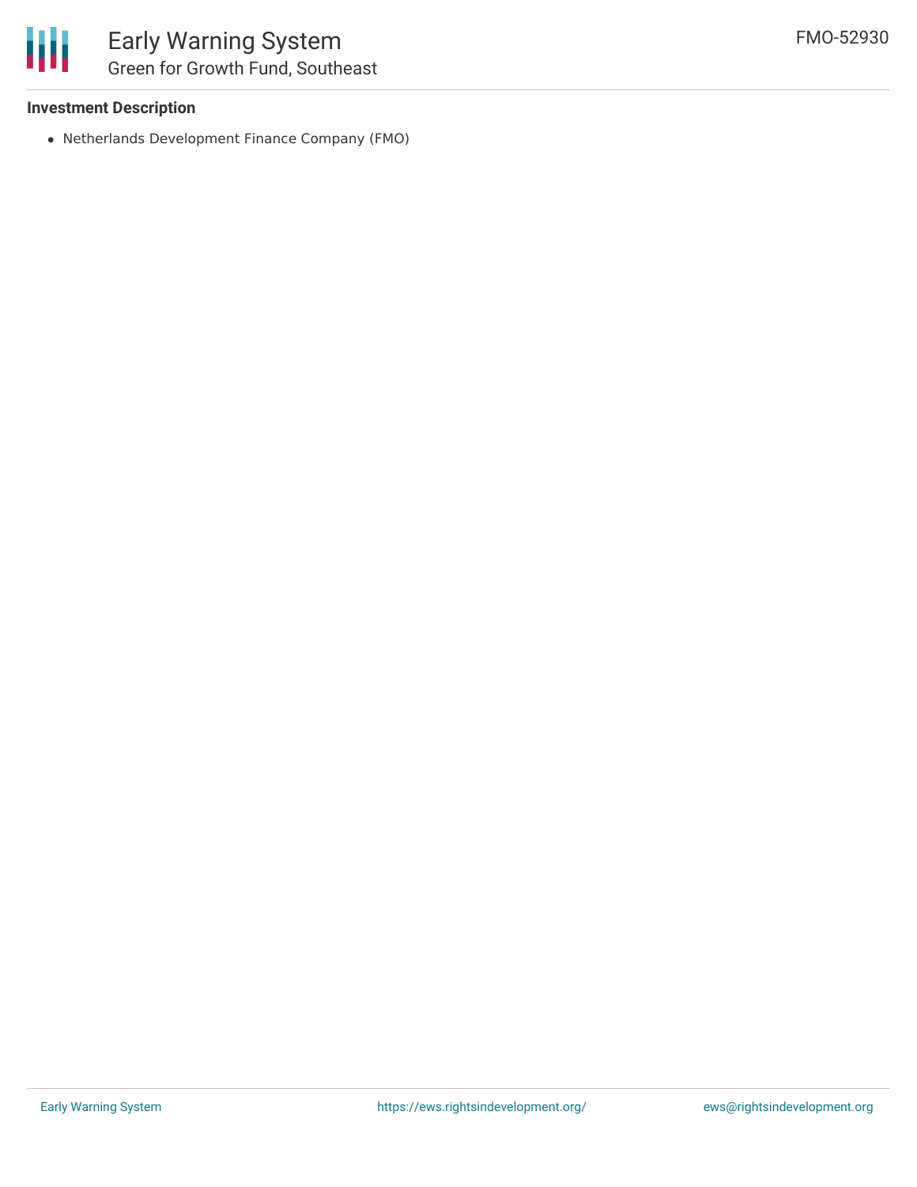### Investment Description

- Netherlands Development Finance Company (FMO)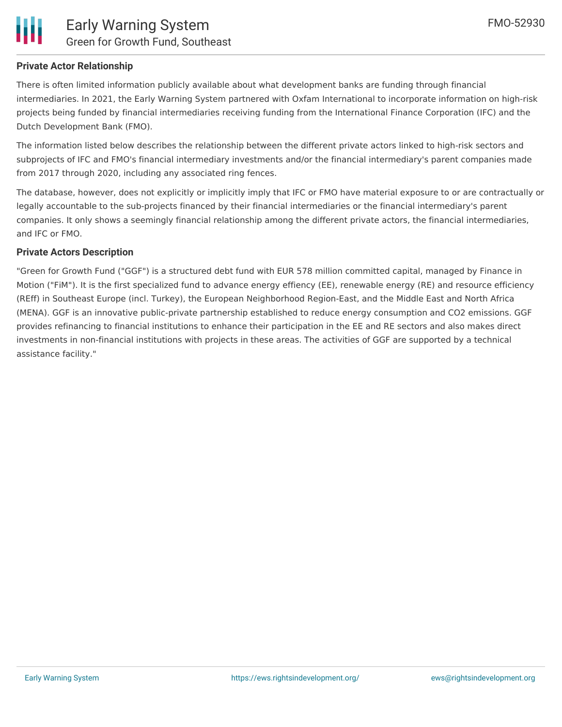## Private Actor Relationship

There is often limited information publicly available about what development banks are funding through financial intermediaries. In 2021, the Early Warning System partnered with Oxfam International to incorporate information on high-risk projects being funded by financial intermediaries receiving funding from the International Finance Corporation (IFC) and the Dutch Development Bank (FMO).

The information listed below describes the relationship between the different private actors linked to high-risk sectors and subprojects of IFC and FMO's financial intermediary investments and/or the financial intermediary's parent companies made from 2017 through 2020, including any associated ring fences.

The database, however, does not explicitly or implicitly imply that IFC or FMO have material exposure to or are contractually or legally accountable to the sub-projects financed by their financial intermediaries or the financial intermediary's parent companies. It only shows a seemingly financial relationship among the different private actors, the financial intermediaries, and IFC or FMO.

## Private Actors Description

"Green for Growth Fund ("GGF") is a structured debt fund with EUR 578 million committed capital, managed by Finance in Motion ("FiM"). It is the first specialized fund to advance energy effiency (EE), renewable energy (RE) and resource efficiency (REff) in Southeast Europe (incl. Turkey), the European Neighborhood Region-East, and the Middle East and North Africa (MENA). GGF is an innovative public-private partnership established to reduce energy consumption and $CO_2$ emissions. GGF provides refinancing to financial institutions to enhance their participation in the EE and RE sectors and also makes direct investments in non-financial institutions with projects in these areas. The activities of GGF are supported by a technical assistance facility."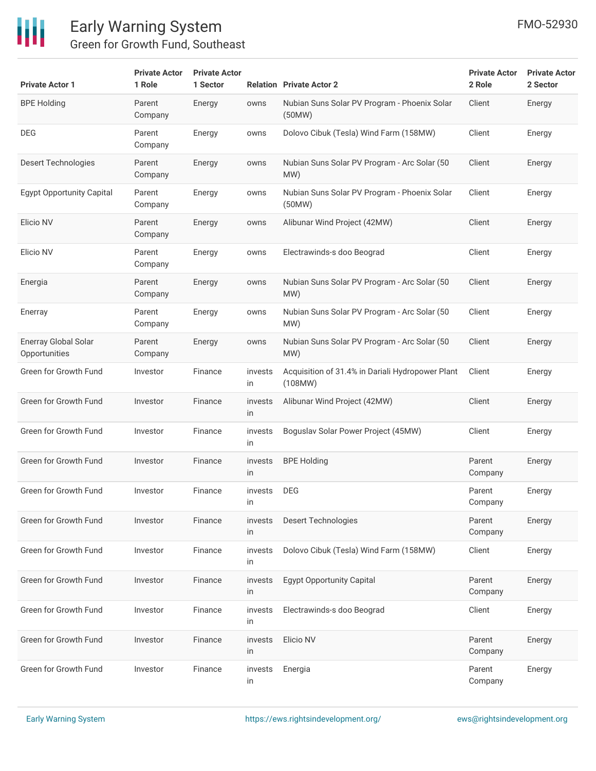| Private Actor 1 | Private Actor 1 Role | Private Actor 1 Sector | Relation | Private Actor 2 | Private Actor 2 Role | Private Actor 2 Sector |
|---|---|---|---|---|---|---|
| BPE Holding | Parent Company | Energy | owns | Nubian Suns Solar PV Program - Phoenix Solar (50MW) | Client | Energy |
| DEG | Parent Company | Energy | owns | Dolovo Cibuk (Tesla) Wind Farm (158MW) | Client | Energy |
| Desert Technologies | Parent Company | Energy | owns | Nubian Suns Solar PV Program - Arc Solar (50 MW) | Client | Energy |
| Egypt Opportunity Capital | Parent Company | Energy | owns | Nubian Suns Solar PV Program - Phoenix Solar (50MW) | Client | Energy |
| Elicio NV | Parent Company | Energy | owns | Alibunar Wind Project (42MW) | Client | Energy |
| Elicio NV | Parent Company | Energy | owns | Electrawinds-s doo Beograd | Client | Energy |
| Energia | Parent Company | Energy | owns | Nubian Suns Solar PV Program - Arc Solar (50 MW) | Client | Energy |
| Enerray | Parent Company | Energy | owns | Nubian Suns Solar PV Program - Arc Solar (50 MW) | Client | Energy |
| Enerray Global Solar Opportunities | Parent Company | Energy | owns | Nubian Suns Solar PV Program - Arc Solar (50 MW) | Client | Energy |
| Green for Growth Fund | Investor | Finance | invests in | Acquisition of 31.4% in Dariali Hydropower Plant (108MW) | Client | Energy |
| Green for Growth Fund | Investor | Finance | invests in | Alibunar Wind Project (42MW) | Client | Energy |
| Green for Growth Fund | Investor | Finance | invests in | Boguslav Solar Power Project (45MW) | Client | Energy |
| Green for Growth Fund | Investor | Finance | invests in | BPE Holding | Parent Company | Energy |
| Green for Growth Fund | Investor | Finance | invests in | DEG | Parent Company | Energy |
| Green for Growth Fund | Investor | Finance | invests in | Desert Technologies | Parent Company | Energy |
| Green for Growth Fund | Investor | Finance | invests in | Dolovo Cibuk (Tesla) Wind Farm (158MW) | Client | Energy |
| Green for Growth Fund | Investor | Finance | invests in | Egypt Opportunity Capital | Parent Company | Energy |
| Green for Growth Fund | Investor | Finance | invests in | Electrawinds-s doo Beograd | Client | Energy |
| Green for Growth Fund | Investor | Finance | invests in | Elicio NV | Parent Company | Energy |
| Green for Growth Fund | Investor | Finance | invests in | Energia | Parent Company | Energy |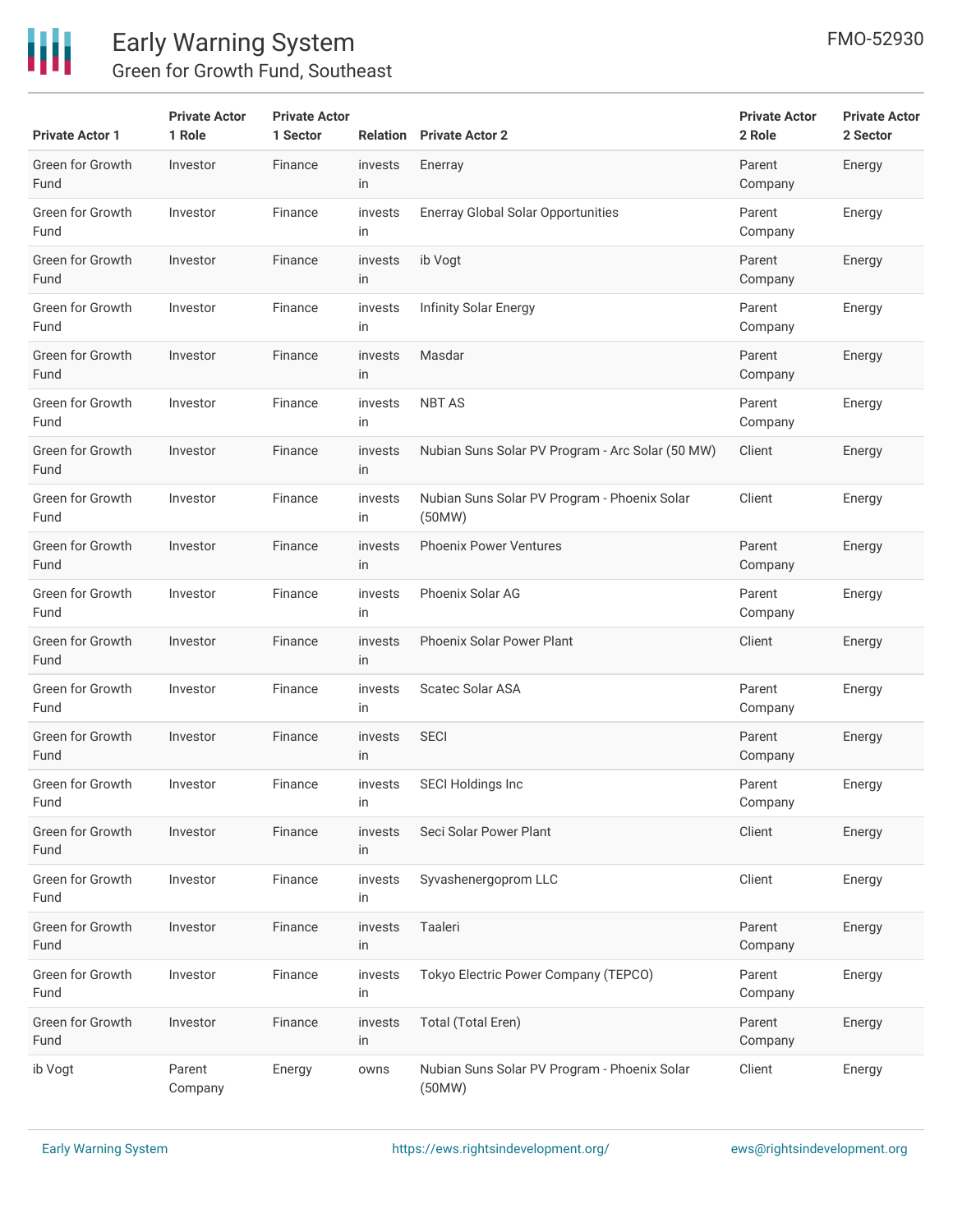| Private Actor 1 | Private Actor 1 Role | Private Actor 1 Sector | Relation | Private Actor 2 | Private Actor 2 Role | Private Actor 2 Sector |
|---|---|---|---|---|---|---|
| Green for Growth Fund | Investor | Finance | invests in | Enerray | Parent Company | Energy |
| Green for Growth Fund | Investor | Finance | invests in | Enerray Global Solar Opportunities | Parent Company | Energy |
| Green for Growth Fund | Investor | Finance | invests in | ib Vogt | Parent Company | Energy |
| Green for Growth Fund | Investor | Finance | invests in | Infinity Solar Energy | Parent Company | Energy |
| Green for Growth Fund | Investor | Finance | invests in | Masdar | Parent Company | Energy |
| Green for Growth Fund | Investor | Finance | invests in | NBT AS | Parent Company | Energy |
| Green for Growth Fund | Investor | Finance | invests in | Nubian Suns Solar PV Program - Arc Solar (50 MW) | Client | Energy |
| Green for Growth Fund | Investor | Finance | invests in | Nubian Suns Solar PV Program - Phoenix Solar (50MW) | Client | Energy |
| Green for Growth Fund | Investor | Finance | invests in | Phoenix Power Ventures | Parent Company | Energy |
| Green for Growth Fund | Investor | Finance | invests in | Phoenix Solar AG | Parent Company | Energy |
| Green for Growth Fund | Investor | Finance | invests in | Phoenix Solar Power Plant | Client | Energy |
| Green for Growth Fund | Investor | Finance | invests in | Scatec Solar ASA | Parent Company | Energy |
| Green for Growth Fund | Investor | Finance | invests in | SECI | Parent Company | Energy |
| Green for Growth Fund | Investor | Finance | invests in | SECI Holdings Inc | Parent Company | Energy |
| Green for Growth Fund | Investor | Finance | invests in | Seci Solar Power Plant | Client | Energy |
| Green for Growth Fund | Investor | Finance | invests in | Syvashenergoprom LLC | Client | Energy |
| Green for Growth Fund | Investor | Finance | invests in | Taaleri | Parent Company | Energy |
| Green for Growth Fund | Investor | Finance | invests in | Tokyo Electric Power Company (TEPCO) | Parent Company | Energy |
| Green for Growth Fund | Investor | Finance | invests in | Total (Total Eren) | Parent Company | Energy |
| ib Vogt | Parent Company | Energy | owns | Nubian Suns Solar PV Program - Phoenix Solar (50MW) | Client | Energy |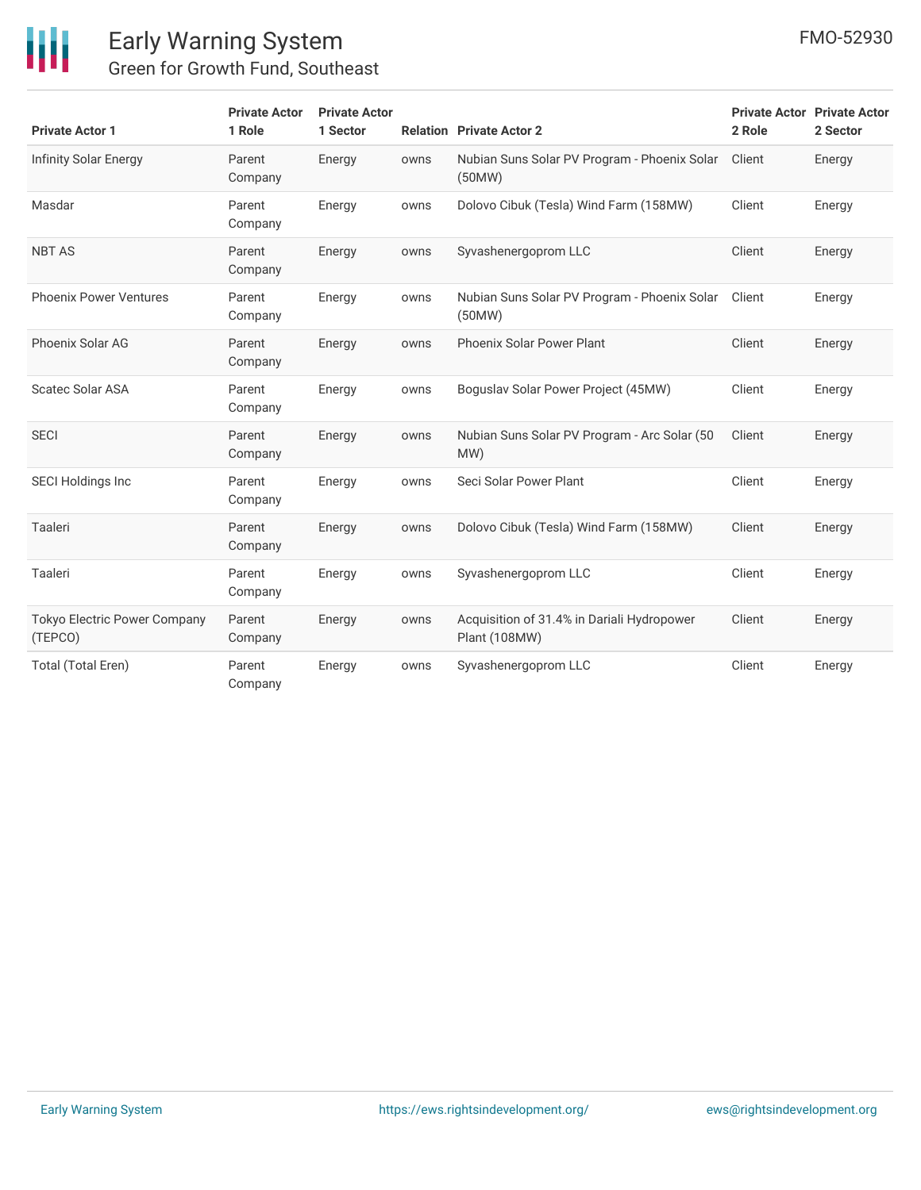| Private Actor 1 | Private Actor 1 Role | Private Actor 1 Sector | Relation | Private Actor 2 | Private Actor 2 Role | Private Actor 2 Sector |
|---|---|---|---|---|---|---|
| Infinity Solar Energy | Parent Company | Energy | owns | Nubian Suns Solar PV Program - Phoenix Solar (50MW) | Client | Energy |
| Masdar | Parent Company | Energy | owns | Dolovo Cibuk (Tesla) Wind Farm (158MW) | Client | Energy |
| NBT AS | Parent Company | Energy | owns | Syvashenergoprom LLC | Client | Energy |
| Phoenix Power Ventures | Parent Company | Energy | owns | Nubian Suns Solar PV Program - Phoenix Solar (50MW) | Client | Energy |
| Phoenix Solar AG | Parent Company | Energy | owns | Phoenix Solar Power Plant | Client | Energy |
| Scatec Solar ASA | Parent Company | Energy | owns | Boguslav Solar Power Project (45MW) | Client | Energy |
| SECI | Parent Company | Energy | owns | Nubian Suns Solar PV Program - Arc Solar (50 MW) | Client | Energy |
| SECI Holdings Inc | Parent Company | Energy | owns | Seci Solar Power Plant | Client | Energy |
| Taaleri | Parent Company | Energy | owns | Dolovo Cibuk (Tesla) Wind Farm (158MW) | Client | Energy |
| Taaleri | Parent Company | Energy | owns | Syvashenergoprom LLC | Client | Energy |
| Tokyo Electric Power Company (TEPCO) | Parent Company | Energy | owns | Acquisition of 31.4% in Dariali Hydropower Plant (108MW) | Client | Energy |
| Total (Total Eren) | Parent Company | Energy | owns | Syvashenergoprom LLC | Client | Energy |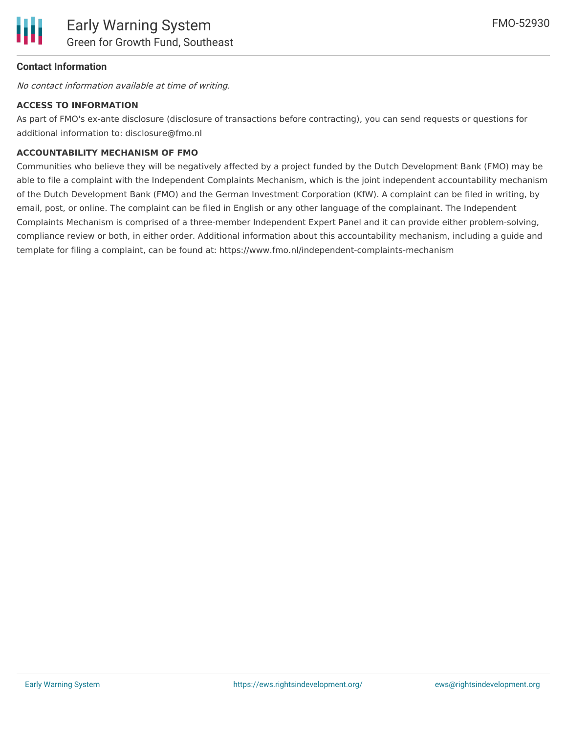**Contact Information**

*No contact information available at time of writing.*

**ACCESS TO INFORMATION**

As part of FMO's ex-ante disclosure (disclosure of transactions before contracting), you can send requests or questions for additional information to: disclosure@fmo.nl

**ACCOUNTABILITY MECHANISM OF FMO**

Communities who believe they will be negatively affected by a project funded by the Dutch Development Bank (FMO) may be able to file a complaint with the Independent Complaints Mechanism, which is the joint independent accountability mechanism of the Dutch Development Bank (FMO) and the German Investment Corporation (KfW). A complaint can be filed in writing, by email, post, or online. The complaint can be filed in English or any other language of the complainant. The Independent Complaints Mechanism is comprised of a three-member Independent Expert Panel and it can provide either problem-solving, compliance review or both, in either order. Additional information about this accountability mechanism, including a guide and template for filing a complaint, can be found at: https://www.fmo.nl/independent-complaints-mechanism